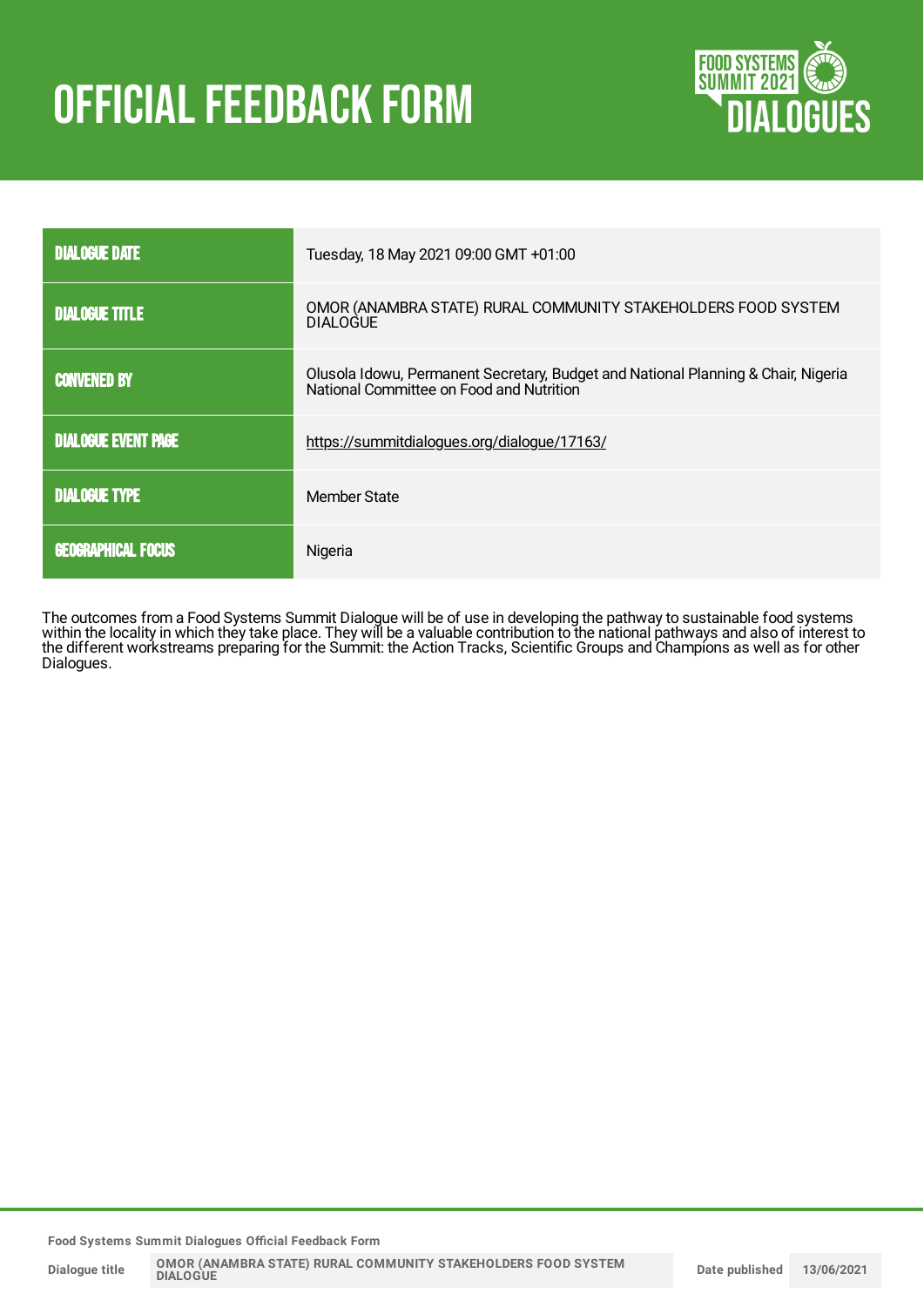# OFFICIAL FEEDBACK FORM

| | |
|---|---|
| DIALOGUE DATE | Tuesday, 18 May 2021 09:00 GMT +01:00 |
| DIALOGUE TITLE | OMOR (ANAMBRA STATE) RURAL COMMUNITY STAKEHOLDERS FOOD SYSTEM DIALOGUE |
| CONVENED BY | Olusola Idowu, Permanent Secretary, Budget and National Planning & Chair, Nigeria National Committee on Food and Nutrition |
| DIALOGUE EVENT PAGE | https://summitdialogues.org/dialogue/17163/ |
| DIALOGUE TYPE | Member State |
| GEOGRAPHICAL FOCUS | Nigeria |

The outcomes from a Food Systems Summit Dialogue will be of use in developing the pathway to sustainable food systems within the locality in which they take place. They will be a valuable contribution to the national pathways and also of interest to the different workstreams preparing for the Summit: the Action Tracks, Scientific Groups and Champions as well as for other Dialogues.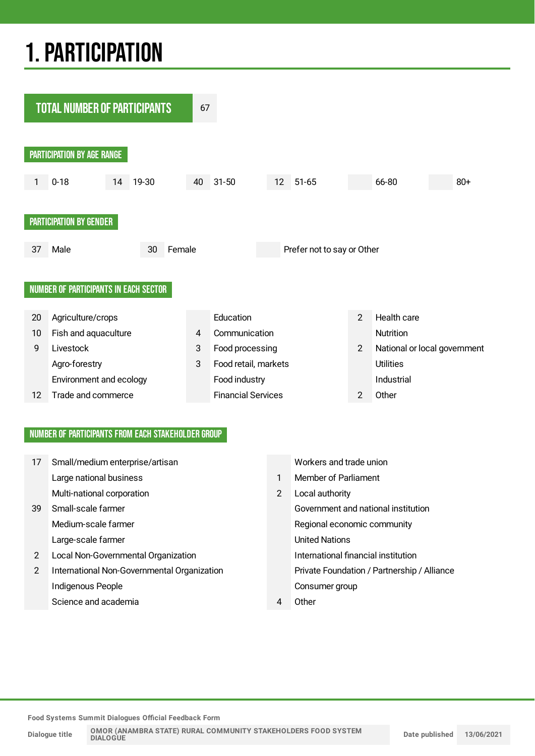# 1. PARTICIPATION

| TOTAL NUMBER OF PARTICIPANTS | 67 |
|---|---|

## PARTICIPATION BY AGE RANGE

| 0-18 | 19-30 | 31-50 | 51-65 | 66-80 | 80+ |
|---|---|---|---|---|---|
| 1 | 14 | 40 | 12 | | |

## PARTICIPATION BY GENDER

| Male | Female | Prefer not to say or Other |
|---|---|---|
| 37 | 30 | |

## NUMBER OF PARTICIPANTS IN EACH SECTOR

| | Sector | | Sector | | Sector |
|---|---|---|---|---|---|
| 20 | Agriculture/crops | | Education | 2 | Health care |
| 10 | Fish and aquaculture | 4 | Communication | | Nutrition |
| 9 | Livestock | 3 | Food processing | 2 | National or local government |
| | Agro-forestry | 3 | Food retail, markets | | Utilities |
| | Environment and ecology | | Food industry | | Industrial |
| 12 | Trade and commerce | | Financial Services | 2 | Other |

## NUMBER OF PARTICIPANTS FROM EACH STAKEHOLDER GROUP

| | Stakeholder group | | Stakeholder group |
|---|---|---|---|
| 17 | Small/medium enterprise/artisan | | Workers and trade union |
| | Large national business | 1 | Member of Parliament |
| | Multi-national corporation | 2 | Local authority |
| 39 | Small-scale farmer | | Government and national institution |
| | Medium-scale farmer | | Regional economic community |
| | Large-scale farmer | | United Nations |
| 2 | Local Non-Governmental Organization | | International financial institution |
| 2 | International Non-Governmental Organization | | Private Foundation / Partnership / Alliance |
| | Indigenous People | | Consumer group |
| | Science and academia | 4 | Other |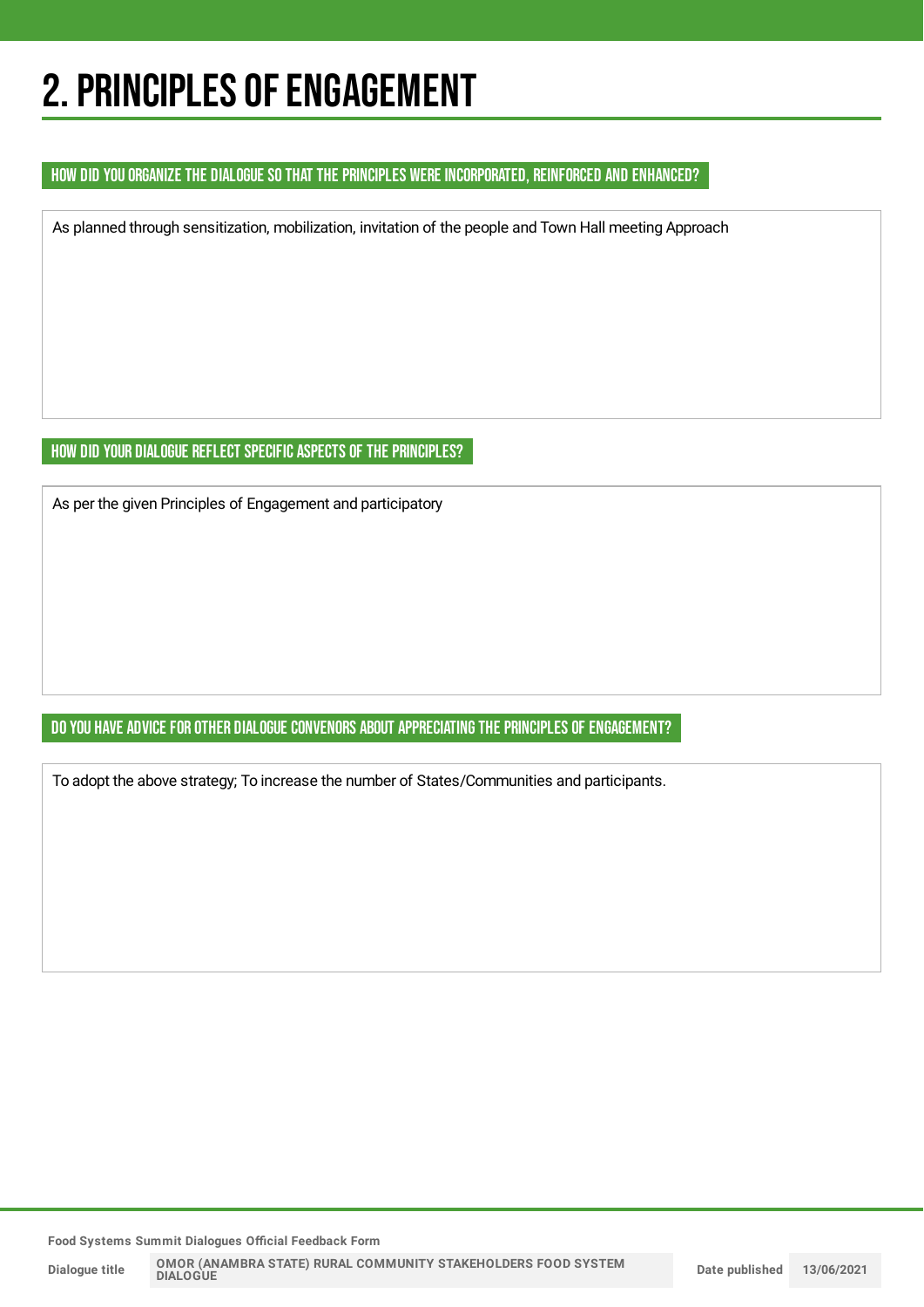# 2. PRINCIPLES OF ENGAGEMENT

### HOW DID YOU ORGANIZE THE DIALOGUE SO THAT THE PRINCIPLES WERE INCORPORATED, REINFORCED AND ENHANCED?

As planned through sensitization, mobilization, invitation of the people and Town Hall meeting Approach

### HOW DID YOUR DIALOGUE REFLECT SPECIFIC ASPECTS OF THE PRINCIPLES?

As per the given Principles of Engagement and participatory

### DO YOU HAVE ADVICE FOR OTHER DIALOGUE CONVENORS ABOUT APPRECIATING THE PRINCIPLES OF ENGAGEMENT?

To adopt the above strategy; To increase the number of States/Communities and participants.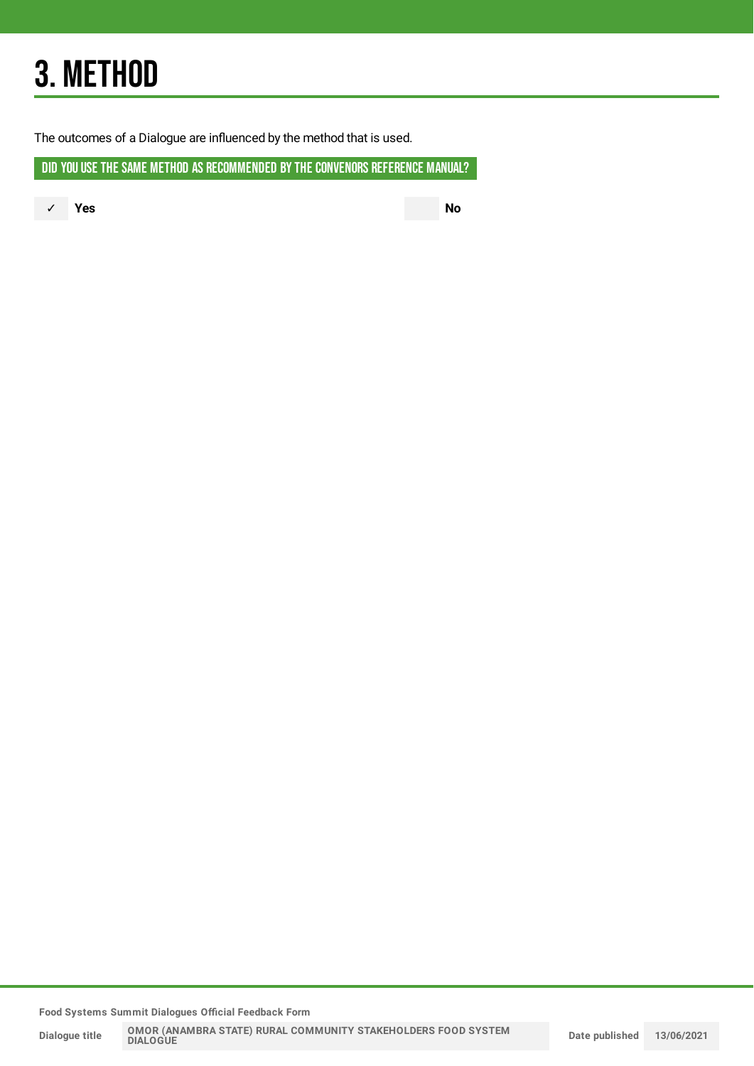# 3. METHOD

The outcomes of a Dialogue are influenced by the method that is used.

**DID YOU USE THE SAME METHOD AS RECOMMENDED BY THE CONVENORS REFERENCE MANUAL?**

✓ **Yes**

**No**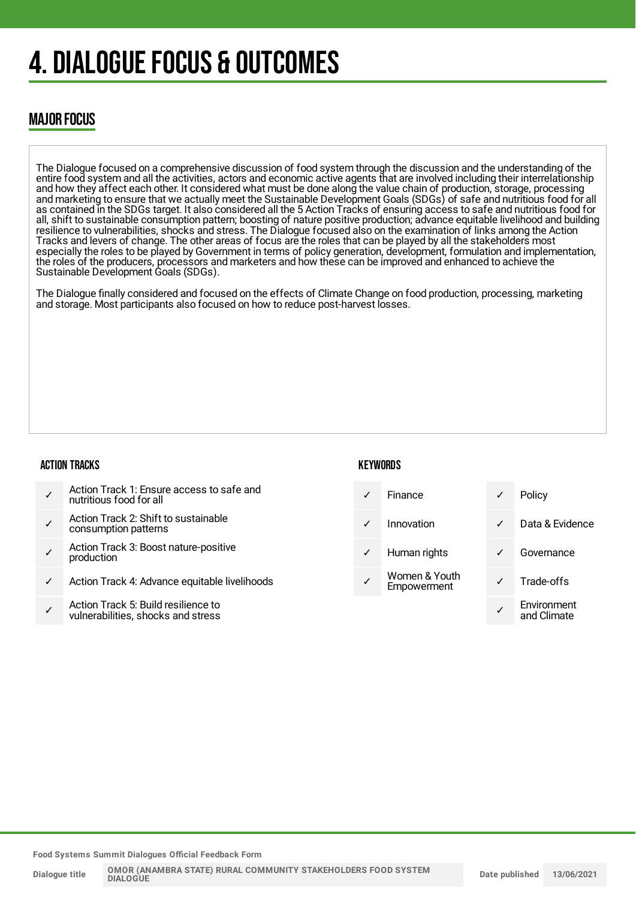# 4. DIALOGUE FOCUS & OUTCOMES

## MAJOR FOCUS

The Dialogue focused on a comprehensive discussion of food system through the discussion and the understanding of the entire food system and all the activities, actors and economic active agents that are involved including their interrelationship and how they affect each other. It considered what must be done along the value chain of production, storage, processing and marketing to ensure that we actually meet the Sustainable Development Goals (SDGs) of safe and nutritious food for all as contained in the SDGs target. It also considered all the 5 Action Tracks of ensuring access to safe and nutritious food for all, shift to sustainable consumption pattern; boosting of nature positive production; advance equitable livelihood and building resilience to vulnerabilities, shocks and stress. The Dialogue focused also on the examination of links among the Action Tracks and levers of change. The other areas of focus are the roles that can be played by all the stakeholders most especially the roles to be played by Government in terms of policy generation, development, formulation and implementation, the roles of the producers, processors and marketers and how these can be improved and enhanced to achieve the Sustainable Development Goals (SDGs).

The Dialogue finally considered and focused on the effects of Climate Change on food production, processing, marketing and storage. Most participants also focused on how to reduce post-harvest losses.

### ACTION TRACKS

| | |
|---|---|
| ✓ | Action Track 1: Ensure access to safe and nutritious food for all |
| ✓ | Action Track 2: Shift to sustainable consumption patterns |
| ✓ | Action Track 3: Boost nature-positive production |
| ✓ | Action Track 4: Advance equitable livelihoods |
| ✓ | Action Track 5: Build resilience to vulnerabilities, shocks and stress |

### KEYWORDS

| | | | |
|---|---|---|---|
| ✓ | Finance | ✓ | Policy |
| ✓ | Innovation | ✓ | Data & Evidence |
| ✓ | Human rights | ✓ | Governance |
| ✓ | Women & Youth Empowerment | ✓ | Trade-offs |
| | | ✓ | Environment and Climate |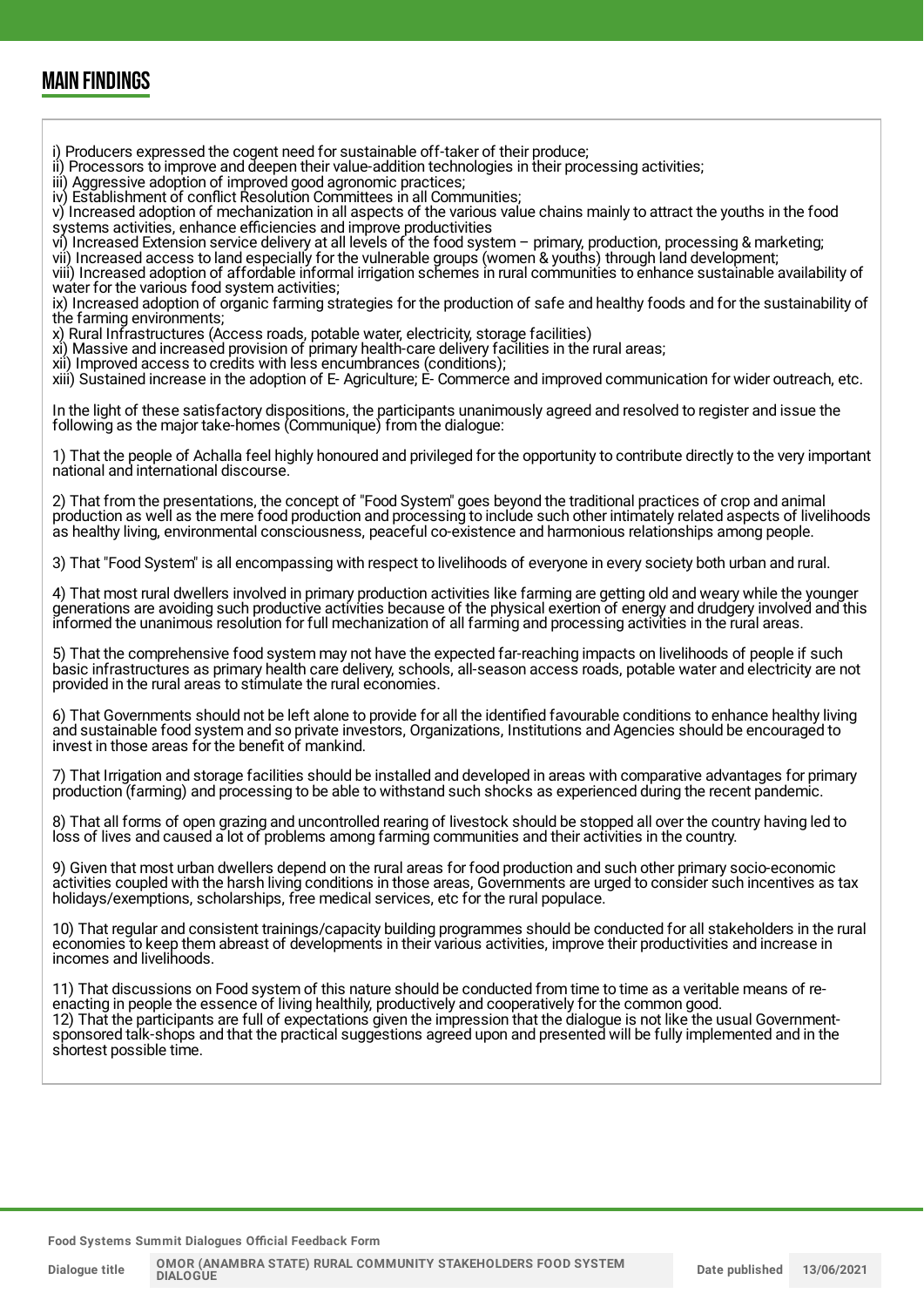## MAIN FINDINGS

i) Producers expressed the cogent need for sustainable off-taker of their produce;
ii) Processors to improve and deepen their value-addition technologies in their processing activities;
iii) Aggressive adoption of improved good agronomic practices;
iv) Establishment of conflict Resolution Committees in all Communities;
v) Increased adoption of mechanization in all aspects of the various value chains mainly to attract the youths in the food systems activities, enhance efficiencies and improve productivities
vi) Increased Extension service delivery at all levels of the food system – primary, production, processing & marketing;
vii) Increased access to land especially for the vulnerable groups (women & youths) through land development;
viii) Increased adoption of affordable informal irrigation schemes in rural communities to enhance sustainable availability of water for the various food system activities;
ix) Increased adoption of organic farming strategies for the production of safe and healthy foods and for the sustainability of the farming environments;
x) Rural Infrastructures (Access roads, potable water, electricity, storage facilities)
xi) Massive and increased provision of primary health-care delivery facilities in the rural areas;
xii) Improved access to credits with less encumbrances (conditions);
xiii) Sustained increase in the adoption of E- Agriculture; E- Commerce and improved communication for wider outreach, etc.

In the light of these satisfactory dispositions, the participants unanimously agreed and resolved to register and issue the following as the major take-homes (Communique) from the dialogue:

1) That the people of Achalla feel highly honoured and privileged for the opportunity to contribute directly to the very important national and international discourse.

2) That from the presentations, the concept of "Food System" goes beyond the traditional practices of crop and animal production as well as the mere food production and processing to include such other intimately related aspects of livelihoods as healthy living, environmental consciousness, peaceful co-existence and harmonious relationships among people.

3) That "Food System" is all encompassing with respect to livelihoods of everyone in every society both urban and rural.

4) That most rural dwellers involved in primary production activities like farming are getting old and weary while the younger generations are avoiding such productive activities because of the physical exertion of energy and drudgery involved and this informed the unanimous resolution for full mechanization of all farming and processing activities in the rural areas.

5) That the comprehensive food system may not have the expected far-reaching impacts on livelihoods of people if such basic infrastructures as primary health care delivery, schools, all-season access roads, potable water and electricity are not provided in the rural areas to stimulate the rural economies.

6) That Governments should not be left alone to provide for all the identified favourable conditions to enhance healthy living and sustainable food system and so private investors, Organizations, Institutions and Agencies should be encouraged to invest in those areas for the benefit of mankind.

7) That Irrigation and storage facilities should be installed and developed in areas with comparative advantages for primary production (farming) and processing to be able to withstand such shocks as experienced during the recent pandemic.

8) That all forms of open grazing and uncontrolled rearing of livestock should be stopped all over the country having led to loss of lives and caused a lot of problems among farming communities and their activities in the country.

9) Given that most urban dwellers depend on the rural areas for food production and such other primary socio-economic activities coupled with the harsh living conditions in those areas, Governments are urged to consider such incentives as tax holidays/exemptions, scholarships, free medical services, etc for the rural populace.

10) That regular and consistent trainings/capacity building programmes should be conducted for all stakeholders in the rural economies to keep them abreast of developments in their various activities, improve their productivities and increase in incomes and livelihoods.

11) That discussions on Food system of this nature should be conducted from time to time as a veritable means of re-enacting in people the essence of living healthily, productively and cooperatively for the common good.
12) That the participants are full of expectations given the impression that the dialogue is not like the usual Government-sponsored talk-shops and that the practical suggestions agreed upon and presented will be fully implemented and in the shortest possible time.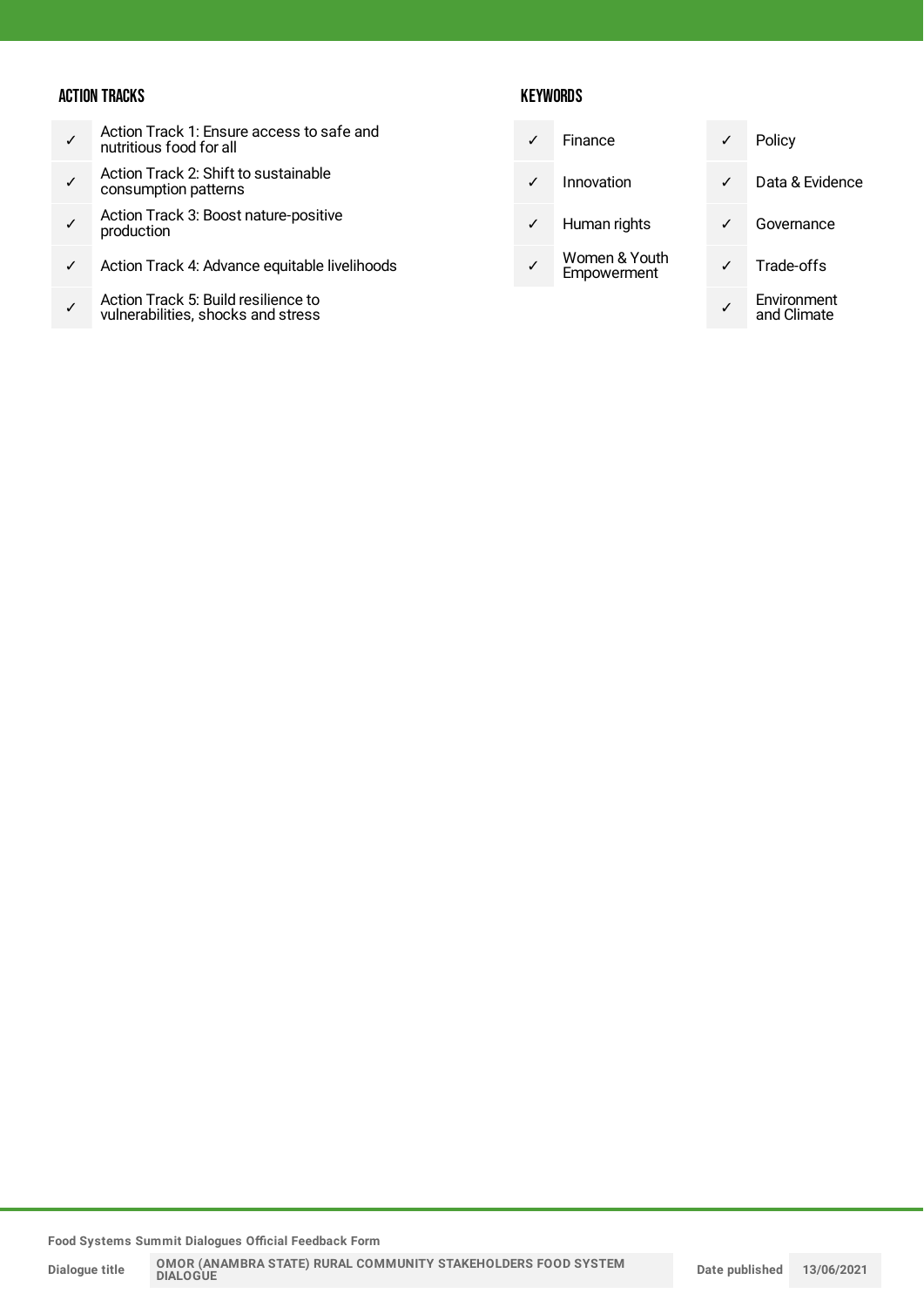## ACTION TRACKS

| | |
|---|---|
| ✓ | Action Track 1: Ensure access to safe and nutritious food for all |
| ✓ | Action Track 2: Shift to sustainable consumption patterns |
| ✓ | Action Track 3: Boost nature-positive production |
| ✓ | Action Track 4: Advance equitable livelihoods |
| ✓ | Action Track 5: Build resilience to vulnerabilities, shocks and stress |

## KEYWORDS

| | | | |
|---|---|---|---|
| ✓ | Finance | ✓ | Policy |
| ✓ | Innovation | ✓ | Data & Evidence |
| ✓ | Human rights | ✓ | Governance |
| ✓ | Women & Youth Empowerment | ✓ | Trade-offs |
| | | ✓ | Environment and Climate |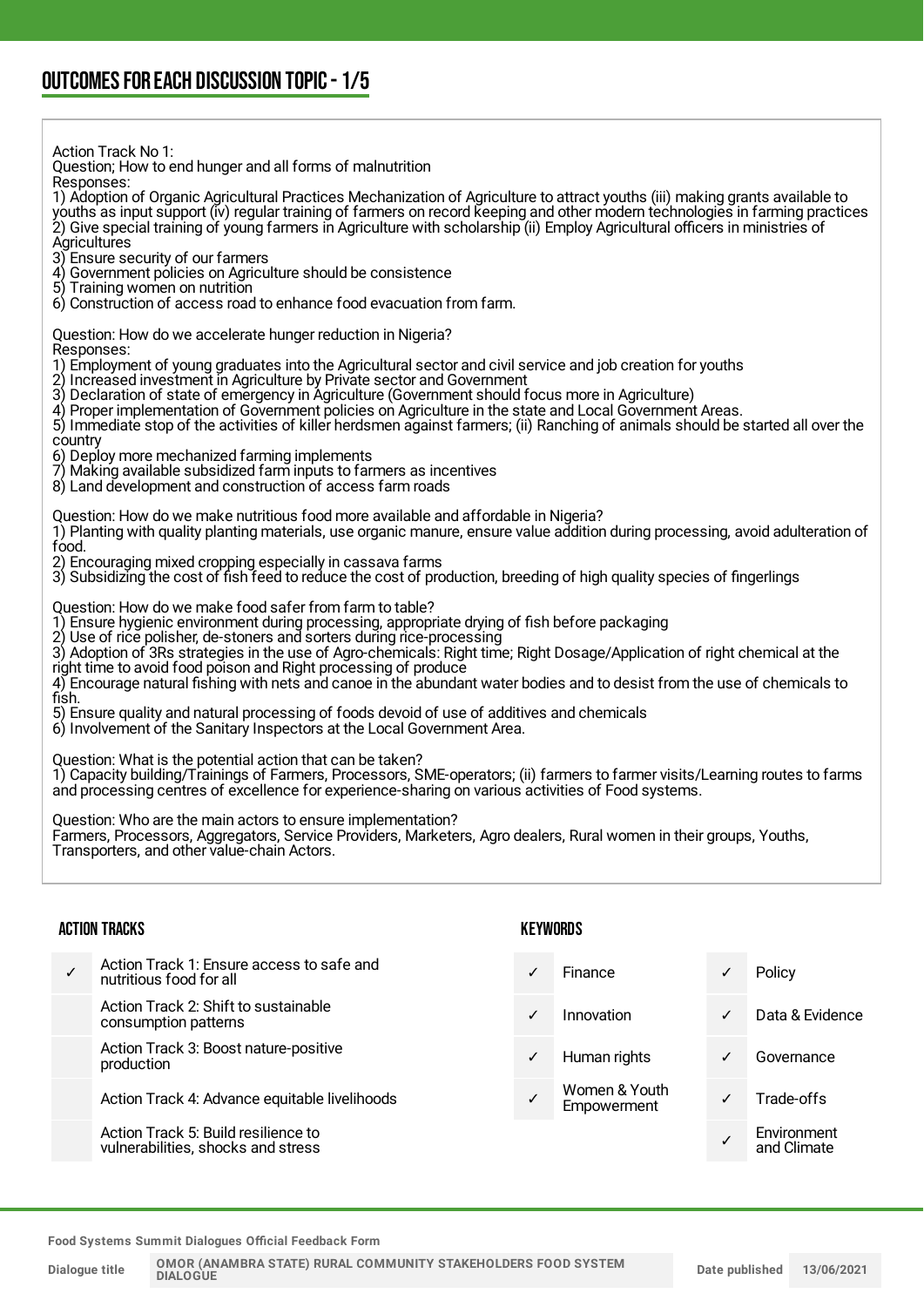## OUTCOMES FOR EACH DISCUSSION TOPIC - 1/5

Action Track No 1:
Question; How to end hunger and all forms of malnutrition
Responses:
1) Adoption of Organic Agricultural Practices Mechanization of Agriculture to attract youths (iii) making grants available to youths as input support (iv) regular training of farmers on record keeping and other modern technologies in farming practices
2) Give special training of young farmers in Agriculture with scholarship (ii) Employ Agricultural officers in ministries of Agricultures
3) Ensure security of our farmers
4) Government policies on Agriculture should be consistence
5) Training women on nutrition
6) Construction of access road to enhance food evacuation from farm.

Question: How do we accelerate hunger reduction in Nigeria?
Responses:
1) Employment of young graduates into the Agricultural sector and civil service and job creation for youths
2) Increased investment in Agriculture by Private sector and Government
3) Declaration of state of emergency in Agriculture (Government should focus more in Agriculture)
4) Proper implementation of Government policies on Agriculture in the state and Local Government Areas.
5) Immediate stop of the activities of killer herdsmen against farmers; (ii) Ranching of animals should be started all over the country
6) Deploy more mechanized farming implements
7) Making available subsidized farm inputs to farmers as incentives
8) Land development and construction of access farm roads

Question: How do we make nutritious food more available and affordable in Nigeria?
1) Planting with quality planting materials, use organic manure, ensure value addition during processing, avoid adulteration of food.
2) Encouraging mixed cropping especially in cassava farms
3) Subsidizing the cost of fish feed to reduce the cost of production, breeding of high quality species of fingerlings

Question: How do we make food safer from farm to table?
1) Ensure hygienic environment during processing, appropriate drying of fish before packaging
2) Use of rice polisher, de-stoners and sorters during rice-processing
3) Adoption of 3Rs strategies in the use of Agro-chemicals: Right time; Right Dosage/Application of right chemical at the right time to avoid food poison and Right processing of produce
4) Encourage natural fishing with nets and canoe in the abundant water bodies and to desist from the use of chemicals to fish.
5) Ensure quality and natural processing of foods devoid of use of additives and chemicals
6) Involvement of the Sanitary Inspectors at the Local Government Area.

Question: What is the potential action that can be taken?
1) Capacity building/Trainings of Farmers, Processors, SME-operators; (ii) farmers to farmer visits/Learning routes to farms and processing centres of excellence for experience-sharing on various activities of Food systems.

Question: Who are the main actors to ensure implementation?
Farmers, Processors, Aggregators, Service Providers, Marketers, Agro dealers, Rural women in their groups, Youths, Transporters, and other value-chain Actors.

### ACTION TRACKS

| | |
|---|---|
| ✓ | Action Track 1: Ensure access to safe and nutritious food for all |
| | Action Track 2: Shift to sustainable consumption patterns |
| | Action Track 3: Boost nature-positive production |
| | Action Track 4: Advance equitable livelihoods |
| | Action Track 5: Build resilience to vulnerabilities, shocks and stress |

### KEYWORDS

| | | | |
|---|---|---|---|
| ✓ | Finance | ✓ | Policy |
| ✓ | Innovation | ✓ | Data & Evidence |
| ✓ | Human rights | ✓ | Governance |
| ✓ | Women & Youth Empowerment | ✓ | Trade-offs |
| | | ✓ | Environment and Climate |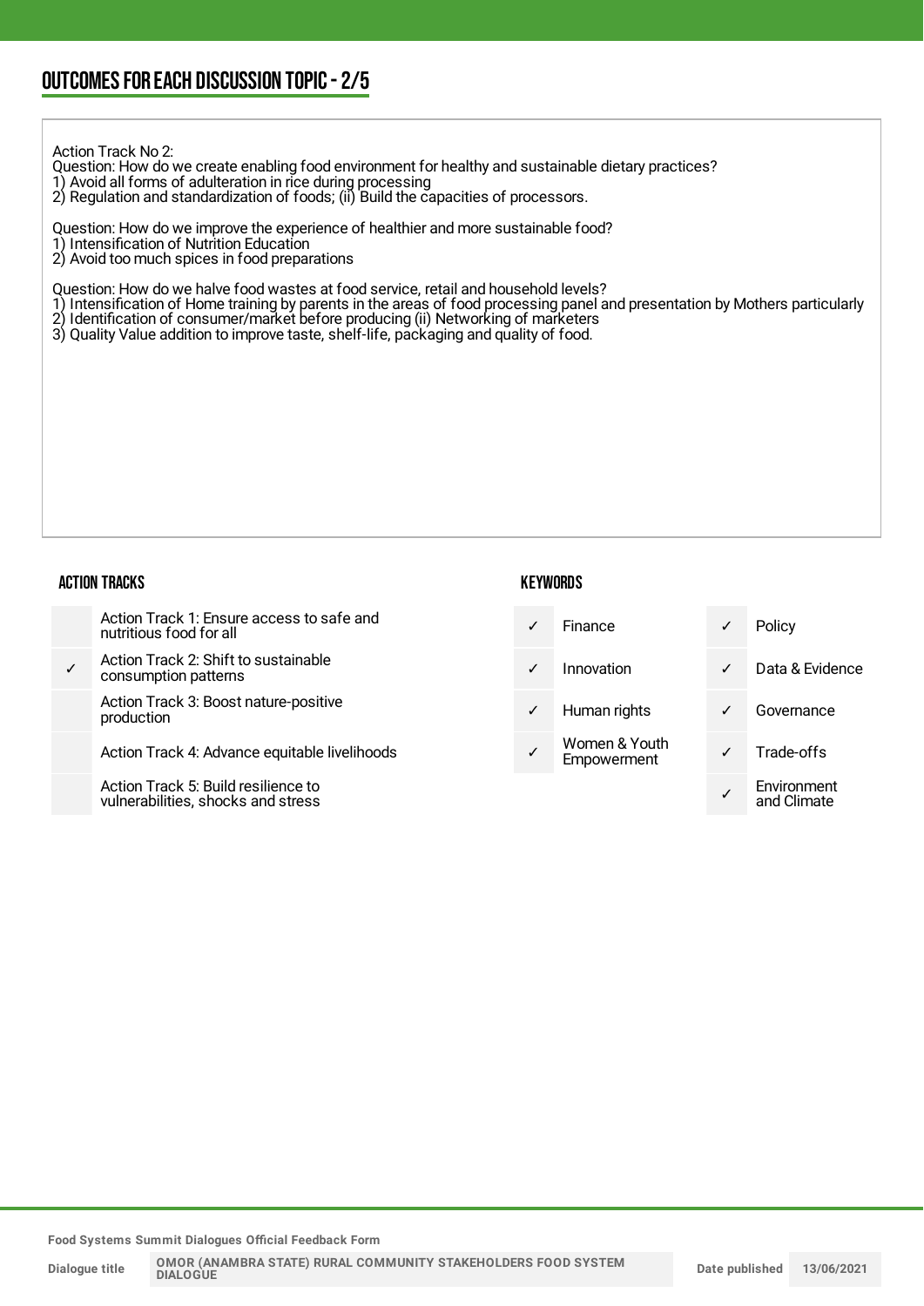## OUTCOMES FOR EACH DISCUSSION TOPIC - 2/5

Action Track No 2:
Question: How do we create enabling food environment for healthy and sustainable dietary practices?
1) Avoid all forms of adulteration in rice during processing
2) Regulation and standardization of foods; (ii) Build the capacities of processors.

Question: How do we improve the experience of healthier and more sustainable food?
1) Intensification of Nutrition Education
2) Avoid too much spices in food preparations

Question: How do we halve food wastes at food service, retail and household levels?
1) Intensification of Home training by parents in the areas of food processing panel and presentation by Mothers particularly
2) Identification of consumer/market before producing (ii) Networking of marketers
3) Quality Value addition to improve taste, shelf-life, packaging and quality of food.

### ACTION TRACKS

| | |
|---|---|
| | Action Track 1: Ensure access to safe and nutritious food for all |
| ✓ | Action Track 2: Shift to sustainable consumption patterns |
| | Action Track 3: Boost nature-positive production |
| | Action Track 4: Advance equitable livelihoods |
| | Action Track 5: Build resilience to vulnerabilities, shocks and stress |

### KEYWORDS

| | | | |
|---|---|---|---|
| ✓ | Finance | ✓ | Policy |
| ✓ | Innovation | ✓ | Data & Evidence |
| ✓ | Human rights | ✓ | Governance |
| ✓ | Women & Youth Empowerment | ✓ | Trade-offs |
| | | ✓ | Environment and Climate |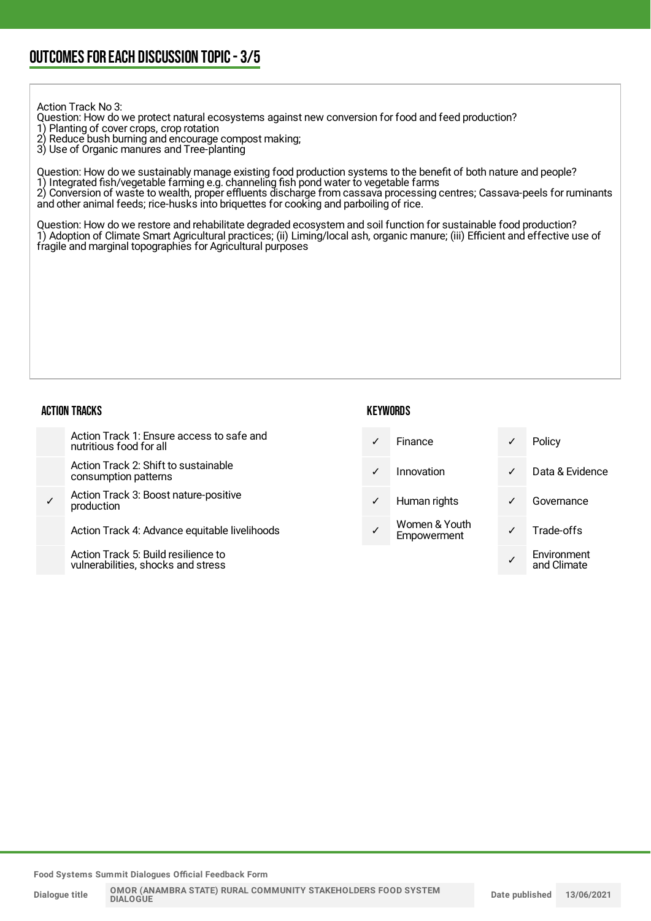## OUTCOMES FOR EACH DISCUSSION TOPIC - 3/5

Action Track No 3:
Question: How do we protect natural ecosystems against new conversion for food and feed production?
1) Planting of cover crops, crop rotation
2) Reduce bush burning and encourage compost making;
3) Use of Organic manures and Tree-planting

Question: How do we sustainably manage existing food production systems to the benefit of both nature and people?
1) Integrated fish/vegetable farming e.g. channeling fish pond water to vegetable farms
2) Conversion of waste to wealth, proper effluents discharge from cassava processing centres; Cassava-peels for ruminants and other animal feeds; rice-husks into briquettes for cooking and parboiling of rice.

Question: How do we restore and rehabilitate degraded ecosystem and soil function for sustainable food production?
1) Adoption of Climate Smart Agricultural practices; (ii) Liming/local ash, organic manure; (iii) Efficient and effective use of fragile and marginal topographies for Agricultural purposes

### ACTION TRACKS

| | |
|---|---|
| | Action Track 1: Ensure access to safe and nutritious food for all |
| | Action Track 2: Shift to sustainable consumption patterns |
| ✓ | Action Track 3: Boost nature-positive production |
| | Action Track 4: Advance equitable livelihoods |
| | Action Track 5: Build resilience to vulnerabilities, shocks and stress |

### KEYWORDS

| | | | |
|---|---|---|---|
| ✓ | Finance | ✓ | Policy |
| ✓ | Innovation | ✓ | Data & Evidence |
| ✓ | Human rights | ✓ | Governance |
| ✓ | Women & Youth Empowerment | ✓ | Trade-offs |
| | | ✓ | Environment and Climate |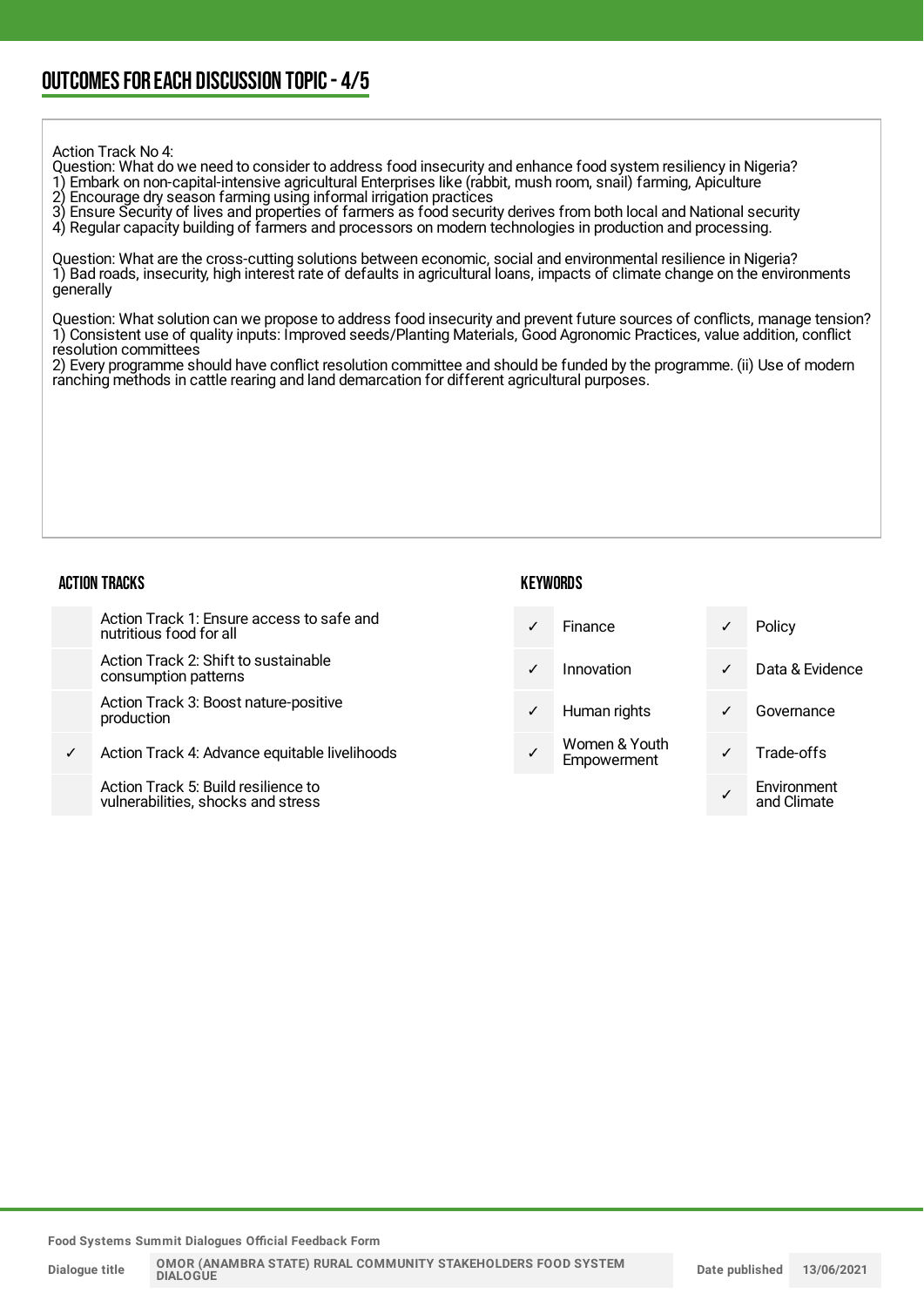## OUTCOMES FOR EACH DISCUSSION TOPIC - 4/5

Action Track No 4:
Question: What do we need to consider to address food insecurity and enhance food system resiliency in Nigeria?
1) Embark on non-capital-intensive agricultural Enterprises like (rabbit, mush room, snail) farming, Apiculture
2) Encourage dry season farming using informal irrigation practices
3) Ensure Security of lives and properties of farmers as food security derives from both local and National security
4) Regular capacity building of farmers and processors on modern technologies in production and processing.

Question: What are the cross-cutting solutions between economic, social and environmental resilience in Nigeria?
1) Bad roads, insecurity, high interest rate of defaults in agricultural loans, impacts of climate change on the environments generally

Question: What solution can we propose to address food insecurity and prevent future sources of conflicts, manage tension?
1) Consistent use of quality inputs: Improved seeds/Planting Materials, Good Agronomic Practices, value addition, conflict resolution committees
2) Every programme should have conflict resolution committee and should be funded by the programme. (ii) Use of modern ranching methods in cattle rearing and land demarcation for different agricultural purposes.

### ACTION TRACKS

| | |
|---|---|
| | Action Track 1: Ensure access to safe and nutritious food for all |
| | Action Track 2: Shift to sustainable consumption patterns |
| | Action Track 3: Boost nature-positive production |
| ✓ | Action Track 4: Advance equitable livelihoods |
| | Action Track 5: Build resilience to vulnerabilities, shocks and stress |

### KEYWORDS

| | | | |
|---|---|---|---|
| ✓ | Finance | ✓ | Policy |
| ✓ | Innovation | ✓ | Data & Evidence |
| ✓ | Human rights | ✓ | Governance |
| ✓ | Women & Youth Empowerment | ✓ | Trade-offs |
| | | ✓ | Environment and Climate |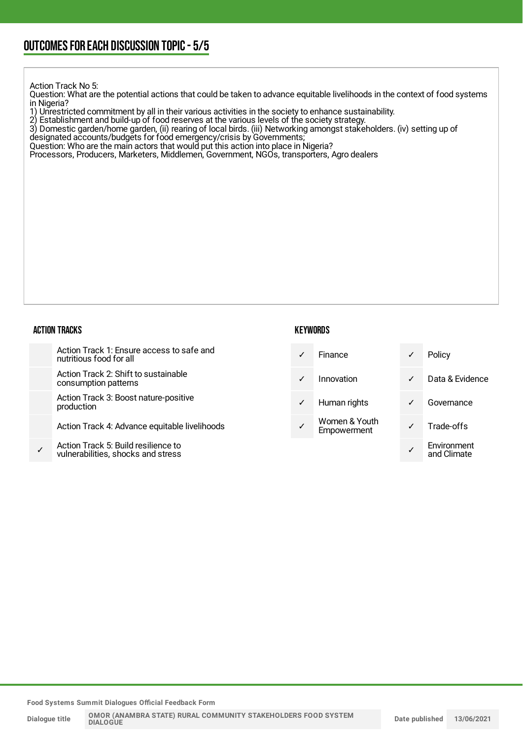## OUTCOMES FOR EACH DISCUSSION TOPIC - 5/5

Action Track No 5:
Question: What are the potential actions that could be taken to advance equitable livelihoods in the context of food systems in Nigeria?
1) Unrestricted commitment by all in their various activities in the society to enhance sustainability.
2) Establishment and build-up of food reserves at the various levels of the society strategy.
3) Domestic garden/home garden, (ii) rearing of local birds. (iii) Networking amongst stakeholders. (iv) setting up of designated accounts/budgets for food emergency/crisis by Governments;
Question: Who are the main actors that would put this action into place in Nigeria?
Processors, Producers, Marketers, Middlemen, Government, NGOs, transporters, Agro dealers

### ACTION TRACKS

| | |
|---|---|
| | Action Track 1: Ensure access to safe and nutritious food for all |
| | Action Track 2: Shift to sustainable consumption patterns |
| | Action Track 3: Boost nature-positive production |
| | Action Track 4: Advance equitable livelihoods |
| ✓ | Action Track 5: Build resilience to vulnerabilities, shocks and stress |

### KEYWORDS

| | | | |
|---|---|---|---|
| ✓ | Finance | ✓ | Policy |
| ✓ | Innovation | ✓ | Data & Evidence |
| ✓ | Human rights | ✓ | Governance |
| ✓ | Women & Youth Empowerment | ✓ | Trade-offs |
| | | ✓ | Environment and Climate |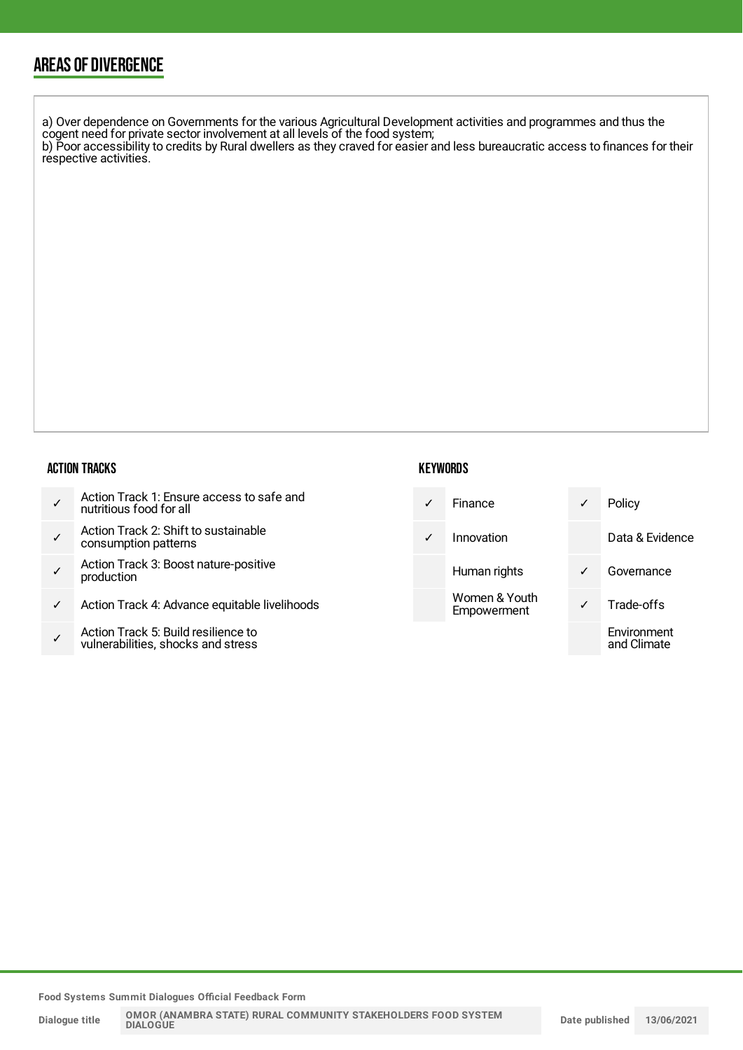## AREAS OF DIVERGENCE

a) Over dependence on Governments for the various Agricultural Development activities and programmes and thus the cogent need for private sector involvement at all levels of the food system;
b) Poor accessibility to credits by Rural dwellers as they craved for easier and less bureaucratic access to finances for their respective activities.

### ACTION TRACKS

| | |
|---|---|
| ✓ | Action Track 1: Ensure access to safe and nutritious food for all |
| ✓ | Action Track 2: Shift to sustainable consumption patterns |
| ✓ | Action Track 3: Boost nature-positive production |
| ✓ | Action Track 4: Advance equitable livelihoods |
| ✓ | Action Track 5: Build resilience to vulnerabilities, shocks and stress |

### KEYWORDS

| | | | |
|---|---|---|---|
| ✓ | Finance | ✓ | Policy |
| ✓ | Innovation | | Data & Evidence |
| | Human rights | ✓ | Governance |
| | Women & Youth Empowerment | ✓ | Trade-offs |
| | | | Environment and Climate |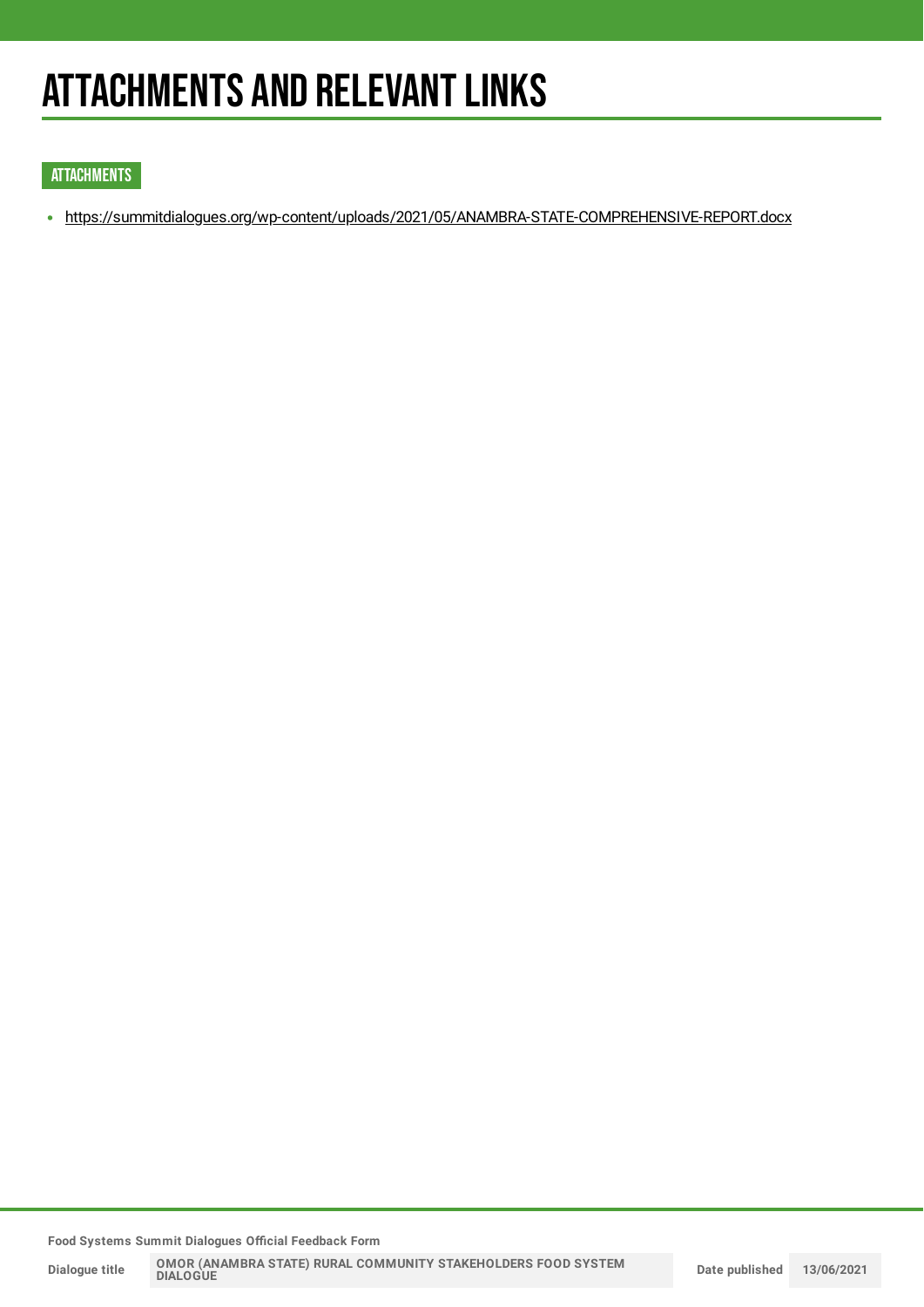# ATTACHMENTS AND RELEVANT LINKS

## ATTACHMENTS

- https://summitdialogues.org/wp-content/uploads/2021/05/ANAMBRA-STATE-COMPREHENSIVE-REPORT.docx